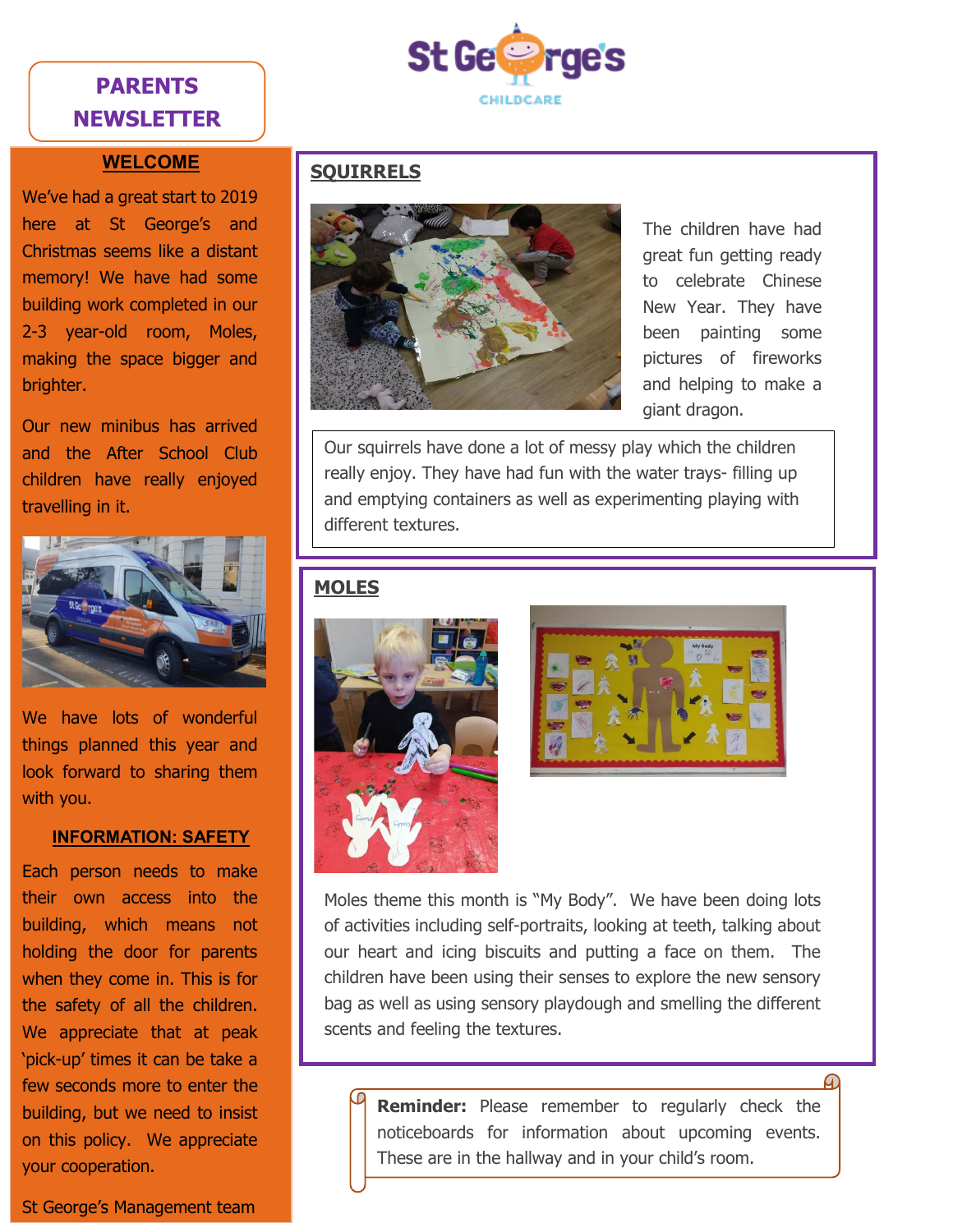# PARENTS NEWSLETTER

St George's CHILDCARE

## WELCOME

We've had a great start to 2019 here at St George's and Christmas seems like a distant memory! We have had some building work completed in our 2-3 year-old room, Moles, making the space bigger and brighter.

Our new minibus has arrived and the After School Club children have really enjoyed travelling in it.

We have lots of wonderful things planned this year and look forward to sharing them with you.

## INFORMATION: SAFETY

Each person needs to make their own access into the building, which means not holding the door for parents when they come in. This is for the safety of all the children. We appreciate that at peak 'pick-up' times it can be take a few seconds more to enter the building, but we need to insist on this policy. We appreciate your cooperation.

St George's Management team

## SQUIRRELS

The children have had great fun getting ready to celebrate Chinese New Year. They have been painting some pictures of fireworks and helping to make a giant dragon.

Our squirrels have done a lot of messy play which the children really enjoy. They have had fun with the water trays- filling up and emptying containers as well as experimenting playing with different textures.

## MOLES

Moles theme this month is "My Body". We have been doing lots of activities including self-portraits, looking at teeth, talking about our heart and icing biscuits and putting a face on them. The children have been using their senses to explore the new sensory bag as well as using sensory playdough and smelling the different scents and feeling the textures.

**Reminder:** Please remember to regularly check the noticeboards for information about upcoming events. These are in the hallway and in your child's room.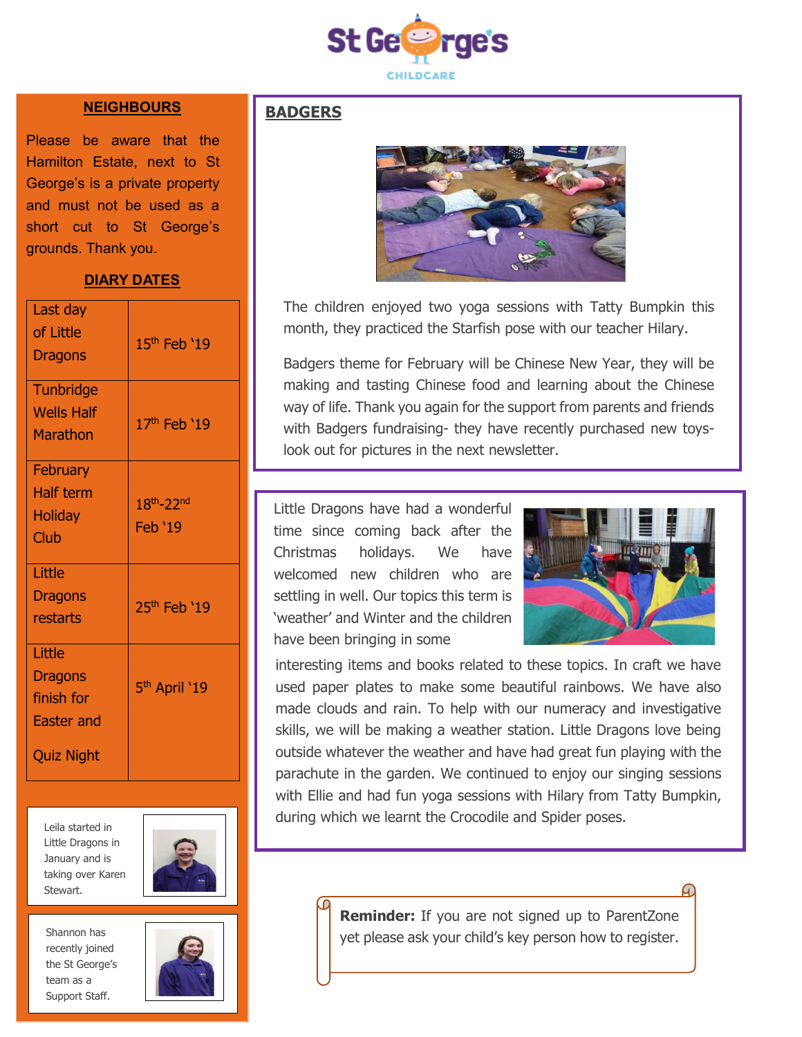# St George's

CHILDCARE

## NEIGHBOURS

Please be aware that the Hamilton Estate, next to St George's is a private property and must not be used as a short cut to St George's grounds. Thank you.

## DIARY DATES

| | |
|---|---|
| Last day of Little Dragons | 15th Feb '19 |
| Tunbridge Wells Half Marathon | 17th Feb '19 |
| February Half term Holiday Club | 18th-22nd Feb '19 |
| Little Dragons restarts | 25th Feb '19 |
| Little Dragons finish for Easter and Quiz Night | 5th April '19 |

Leila started in Little Dragons in January and is taking over Karen Stewart.

Shannon has recently joined the St George's team as a Support Staff.

## BADGERS

The children enjoyed two yoga sessions with Tatty Bumpkin this month, they practiced the Starfish pose with our teacher Hilary.

Badgers theme for February will be Chinese New Year, they will be making and tasting Chinese food and learning about the Chinese way of life. Thank you again for the support from parents and friends with Badgers fundraising- they have recently purchased new toys- look out for pictures in the next newsletter.

Little Dragons have had a wonderful time since coming back after the Christmas holidays. We have welcomed new children who are settling in well. Our topics this term is 'weather' and Winter and the children have been bringing in some interesting items and books related to these topics. In craft we have used paper plates to make some beautiful rainbows. We have also made clouds and rain. To help with our numeracy and investigative skills, we will be making a weather station. Little Dragons love being outside whatever the weather and have had great fun playing with the parachute in the garden. We continued to enjoy our singing sessions with Ellie and had fun yoga sessions with Hilary from Tatty Bumpkin, during which we learnt the Crocodile and Spider poses.

**Reminder:** If you are not signed up to ParentZone yet please ask your child's key person how to register.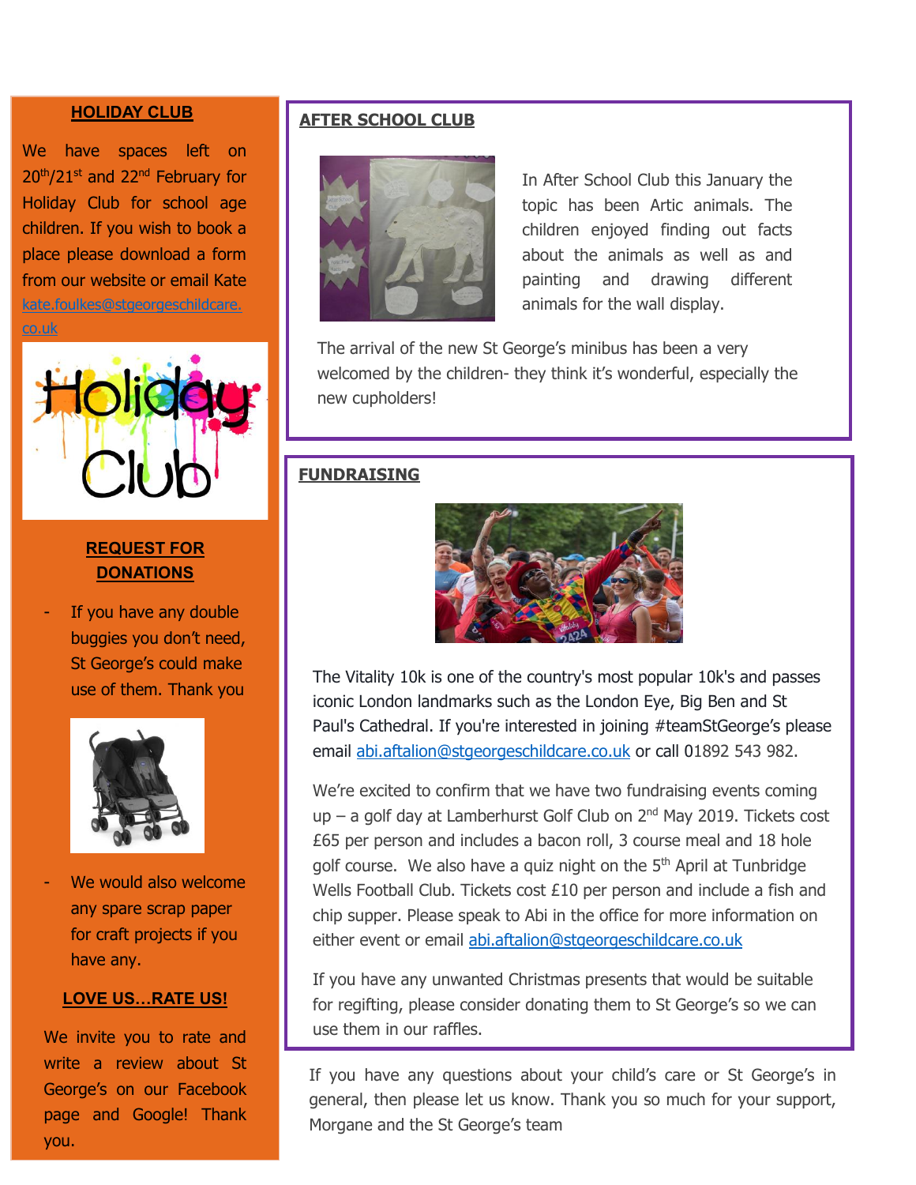## HOLIDAY CLUB

We have spaces left on 20th/21st and 22nd February for Holiday Club for school age children. If you wish to book a place please download a form from our website or email Kate kate.foulkes@stgeorgeschildcare.co.uk

## REQUEST FOR DONATIONS

- If you have any double buggies you don't need, St George's could make use of them. Thank you
- We would also welcome any spare scrap paper for craft projects if you have any.

## LOVE US…RATE US!

We invite you to rate and write a review about St George's on our Facebook page and Google! Thank you.

## AFTER SCHOOL CLUB

In After School Club this January the topic has been Artic animals. The children enjoyed finding out facts about the animals as well as painting and drawing different animals for the wall display.

The arrival of the new St George's minibus has been a very welcomed by the children- they think it's wonderful, especially the new cupholders!

## FUNDRAISING

The Vitality 10k is one of the country's most popular 10k's and passes iconic London landmarks such as the London Eye, Big Ben and St Paul's Cathedral. If you're interested in joining #teamStGeorge's please email abi.aftalion@stgeorgeschildcare.co.uk or call 01892 543 982.

We're excited to confirm that we have two fundraising events coming up – a golf day at Lamberhurst Golf Club on 2nd May 2019. Tickets cost £65 per person and includes a bacon roll, 3 course meal and 18 hole golf course. We also have a quiz night on the 5th April at Tunbridge Wells Football Club. Tickets cost £10 per person and include a fish and chip supper. Please speak to Abi in the office for more information on either event or email abi.aftalion@stgeorgeschildcare.co.uk

If you have any unwanted Christmas presents that would be suitable for regifting, please consider donating them to St George's so we can use them in our raffles.

If you have any questions about your child's care or St George's in general, then please let us know. Thank you so much for your support, Morgane and the St George's team